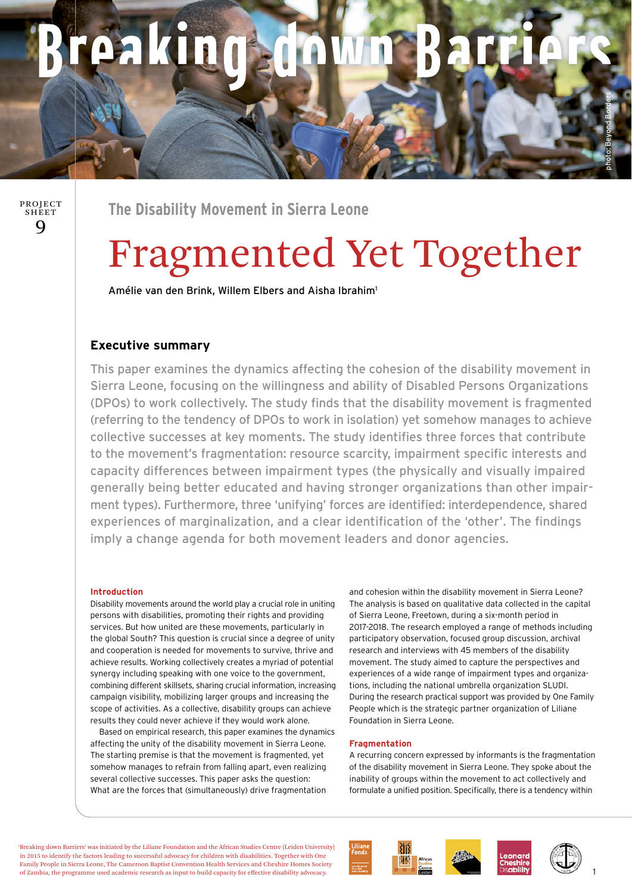# Breaking down Barriers

PROJECT SHEET 9

## The Disability Movement in Sierra Leone

# Fragmented Yet Together

Amélie van den Brink, Willem Elbers and Aisha Ibrahim[1]

### Executive summary

This paper examines the dynamics affecting the cohesion of the disability movement in Sierra Leone, focusing on the willingness and ability of Disabled Persons Organizations (DPOs) to work collectively. The study finds that the disability movement is fragmented (referring to the tendency of DPOs to work in isolation) yet somehow manages to achieve collective successes at key moments. The study identifies three forces that contribute to the movement's fragmentation: resource scarcity, impairment specific interests and capacity differences between impairment types (the physically and visually impaired generally being better educated and having stronger organizations than other impairment types). Furthermore, three 'unifying' forces are identified: interdependence, shared experiences of marginalization, and a clear identification of the 'other'. The findings imply a change agenda for both movement leaders and donor agencies.

#### Introduction

Disability movements around the world play a crucial role in uniting persons with disabilities, promoting their rights and providing services. But how united are these movements, particularly in the global South? This question is crucial since a degree of unity and cooperation is needed for movements to survive, thrive and achieve results. Working collectively creates a myriad of potential synergy including speaking with one voice to the government, combining different skillsets, sharing crucial information, increasing campaign visibility, mobilizing larger groups and increasing the scope of activities. As a collective, disability groups can achieve results they could never achieve if they would work alone.

Based on empirical research, this paper examines the dynamics affecting the unity of the disability movement in Sierra Leone. The starting premise is that the movement is fragmented, yet somehow manages to refrain from falling apart, even realizing several collective successes. This paper asks the question: What are the forces that (simultaneously) drive fragmentation and cohesion within the disability movement in Sierra Leone? The analysis is based on qualitative data collected in the capital of Sierra Leone, Freetown, during a six-month period in 2017-2018. The research employed a range of methods including participatory observation, focused group discussion, archival research and interviews with 45 members of the disability movement. The study aimed to capture the perspectives and experiences of a wide range of impairment types and organizations, including the national umbrella organization SLUDI. During the research practical support was provided by One Family People which is the strategic partner organization of Liliane Foundation in Sierra Leone.

#### Fragmentation

A recurring concern expressed by informants is the fragmentation of the disability movement in Sierra Leone. They spoke about the inability of groups within the movement to act collectively and formulate a unified position. Specifically, there is a tendency within

'Breaking down Barriers' was initiated by the Liliane Foundation and the African Studies Centre (Leiden University) in 2015 to identify the factors leading to successful advocacy for children with disabilities. Together with One Family People in Sierra Leone, The Cameroon Baptist Convention Health Services and Cheshire Homes Society of Zambia, the programme used academic research as input to build capacity for effective disability advocacy.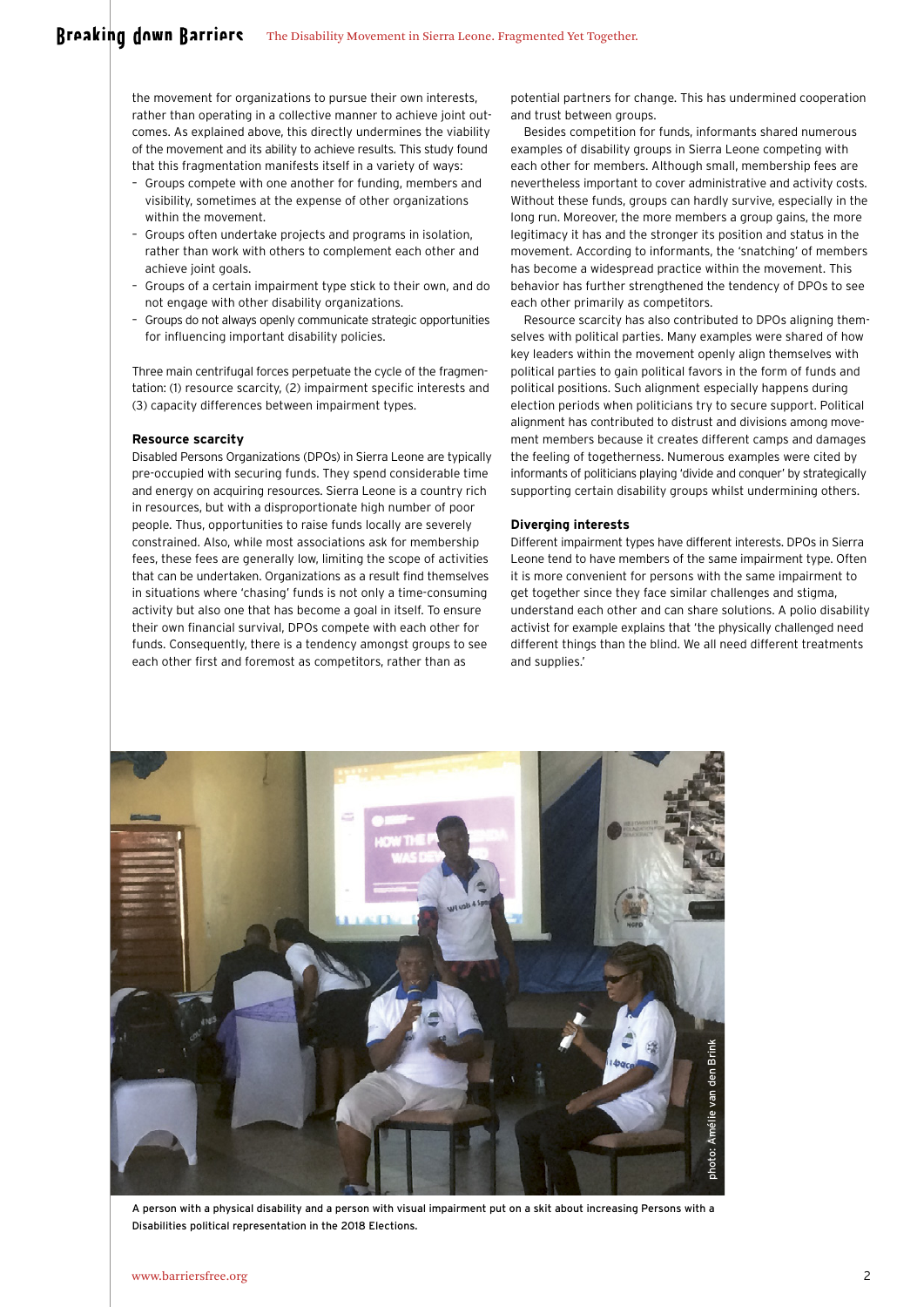the movement for organizations to pursue their own interests, rather than operating in a collective manner to achieve joint outcomes. As explained above, this directly undermines the viability of the movement and its ability to achieve results. This study found that this fragmentation manifests itself in a variety of ways:

- Groups compete with one another for funding, members and visibility, sometimes at the expense of other organizations within the movement.
- Groups often undertake projects and programs in isolation, rather than work with others to complement each other and achieve joint goals.
- Groups of a certain impairment type stick to their own, and do not engage with other disability organizations.
- Groups do not always openly communicate strategic opportunities for influencing important disability policies.

Three main centrifugal forces perpetuate the cycle of the fragmentation: (1) resource scarcity, (2) impairment specific interests and (3) capacity differences between impairment types.

**Resource scarcity**

Disabled Persons Organizations (DPOs) in Sierra Leone are typically pre-occupied with securing funds. They spend considerable time and energy on acquiring resources. Sierra Leone is a country rich in resources, but with a disproportionate high number of poor people. Thus, opportunities to raise funds locally are severely constrained. Also, while most associations ask for membership fees, these fees are generally low, limiting the scope of activities that can be undertaken. Organizations as a result find themselves in situations where 'chasing' funds is not only a time-consuming activity but also one that has become a goal in itself. To ensure their own financial survival, DPOs compete with each other for funds. Consequently, there is a tendency amongst groups to see each other first and foremost as competitors, rather than as potential partners for change. This has undermined cooperation and trust between groups.

Besides competition for funds, informants shared numerous examples of disability groups in Sierra Leone competing with each other for members. Although small, membership fees are nevertheless important to cover administrative and activity costs. Without these funds, groups can hardly survive, especially in the long run. Moreover, the more members a group gains, the more legitimacy it has and the stronger its position and status in the movement. According to informants, the 'snatching' of members has become a widespread practice within the movement. This behavior has further strengthened the tendency of DPOs to see each other primarily as competitors.

Resource scarcity has also contributed to DPOs aligning themselves with political parties. Many examples were shared of how key leaders within the movement openly align themselves with political parties to gain political favors in the form of funds and political positions. Such alignment especially happens during election periods when politicians try to secure support. Political alignment has contributed to distrust and divisions among movement members because it creates different camps and damages the feeling of togetherness. Numerous examples were cited by informants of politicians playing 'divide and conquer' by strategically supporting certain disability groups whilst undermining others.

**Diverging interests**

Different impairment types have different interests. DPOs in Sierra Leone tend to have members of the same impairment type. Often it is more convenient for persons with the same impairment to get together since they face similar challenges and stigma, understand each other and can share solutions. A polio disability activist for example explains that 'the physically challenged need different things than the blind. We all need different treatments and supplies.'

photo: Amélie van den Brink

A person with a physical disability and a person with visual impairment put on a skit about increasing Persons with a Disabilities political representation in the 2018 Elections.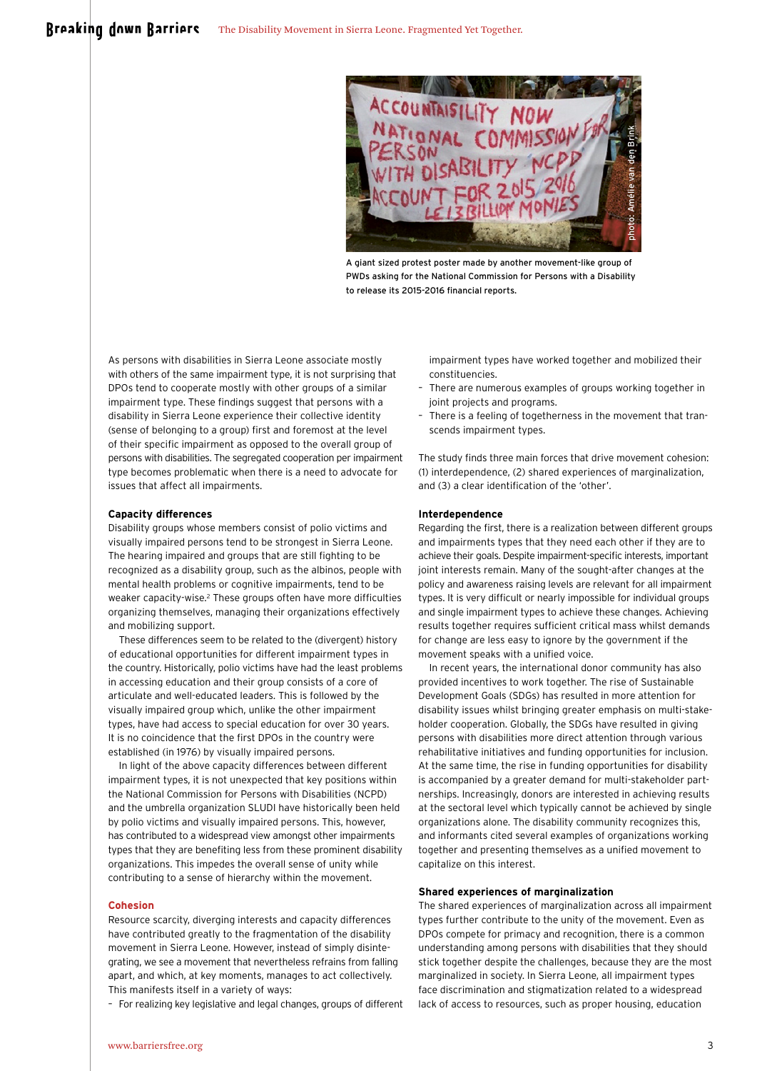A giant sized protest poster made by another movement-like group of PWDs asking for the National Commission for Persons with a Disability to release its 2015-2016 financial reports.

As persons with disabilities in Sierra Leone associate mostly with others of the same impairment type, it is not surprising that DPOs tend to cooperate mostly with other groups of a similar impairment type. These findings suggest that persons with a disability in Sierra Leone experience their collective identity (sense of belonging to a group) first and foremost at the level of their specific impairment as opposed to the overall group of persons with disabilities. The segregated cooperation per impairment type becomes problematic when there is a need to advocate for issues that affect all impairments.

#### Capacity differences

Disability groups whose members consist of polio victims and visually impaired persons tend to be strongest in Sierra Leone. The hearing impaired and groups that are still fighting to be recognized as a disability group, such as the albinos, people with mental health problems or cognitive impairments, tend to be weaker capacity-wise.[2] These groups often have more difficulties organizing themselves, managing their organizations effectively and mobilizing support.

These differences seem to be related to the (divergent) history of educational opportunities for different impairment types in the country. Historically, polio victims have had the least problems in accessing education and their group consists of a core of articulate and well-educated leaders. This is followed by the visually impaired group which, unlike the other impairment types, have had access to special education for over 30 years. It is no coincidence that the first DPOs in the country were established (in 1976) by visually impaired persons.

In light of the above capacity differences between different impairment types, it is not unexpected that key positions within the National Commission for Persons with Disabilities (NCPD) and the umbrella organization SLUDI have historically been held by polio victims and visually impaired persons. This, however, has contributed to a widespread view amongst other impairments types that they are benefiting less from these prominent disability organizations. This impedes the overall sense of unity while contributing to a sense of hierarchy within the movement.

#### Cohesion

Resource scarcity, diverging interests and capacity differences have contributed greatly to the fragmentation of the disability movement in Sierra Leone. However, instead of simply disintegrating, we see a movement that nevertheless refrains from falling apart, and which, at key moments, manages to act collectively. This manifests itself in a variety of ways:

- For realizing key legislative and legal changes, groups of different impairment types have worked together and mobilized their constituencies.
- There are numerous examples of groups working together in joint projects and programs.
- There is a feeling of togetherness in the movement that transcends impairment types.

The study finds three main forces that drive movement cohesion: (1) interdependence, (2) shared experiences of marginalization, and (3) a clear identification of the 'other'.

#### Interdependence

Regarding the first, there is a realization between different groups and impairments types that they need each other if they are to achieve their goals. Despite impairment-specific interests, important joint interests remain. Many of the sought-after changes at the policy and awareness raising levels are relevant for all impairment types. It is very difficult or nearly impossible for individual groups and single impairment types to achieve these changes. Achieving results together requires sufficient critical mass whilst demands for change are less easy to ignore by the government if the movement speaks with a unified voice.

In recent years, the international donor community has also provided incentives to work together. The rise of Sustainable Development Goals (SDGs) has resulted in more attention for disability issues whilst bringing greater emphasis on multi-stakeholder cooperation. Globally, the SDGs have resulted in giving persons with disabilities more direct attention through various rehabilitative initiatives and funding opportunities for inclusion. At the same time, the rise in funding opportunities for disability is accompanied by a greater demand for multi-stakeholder partnerships. Increasingly, donors are interested in achieving results at the sectoral level which typically cannot be achieved by single organizations alone. The disability community recognizes this, and informants cited several examples of organizations working together and presenting themselves as a unified movement to capitalize on this interest.

#### Shared experiences of marginalization

The shared experiences of marginalization across all impairment types further contribute to the unity of the movement. Even as DPOs compete for primacy and recognition, there is a common understanding among persons with disabilities that they should stick together despite the challenges, because they are the most marginalized in society. In Sierra Leone, all impairment types face discrimination and stigmatization related to a widespread lack of access to resources, such as proper housing, education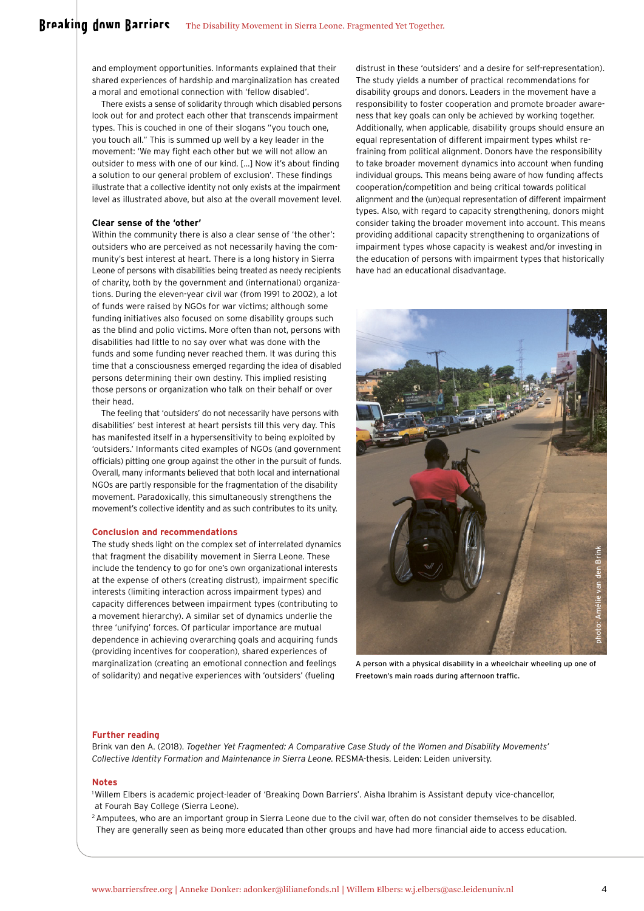and employment opportunities. Informants explained that their shared experiences of hardship and marginalization has created a moral and emotional connection with 'fellow disabled'.

There exists a sense of solidarity through which disabled persons look out for and protect each other that transcends impairment types. This is couched in one of their slogans "you touch one, you touch all." This is summed up well by a key leader in the movement: 'We may fight each other but we will not allow an outsider to mess with one of our kind. [...] Now it's about finding a solution to our general problem of exclusion'. These findings illustrate that a collective identity not only exists at the impairment level as illustrated above, but also at the overall movement level.

### Clear sense of the 'other'

Within the community there is also a clear sense of 'the other': outsiders who are perceived as not necessarily having the community's best interest at heart. There is a long history in Sierra Leone of persons with disabilities being treated as needy recipients of charity, both by the government and (international) organizations. During the eleven-year civil war (from 1991 to 2002), a lot of funds were raised by NGOs for war victims; although some funding initiatives also focused on some disability groups such as the blind and polio victims. More often than not, persons with disabilities had little to no say over what was done with the funds and some funding never reached them. It was during this time that a consciousness emerged regarding the idea of disabled persons determining their own destiny. This implied resisting those persons or organization who talk on their behalf or over their head.

The feeling that 'outsiders' do not necessarily have persons with disabilities' best interest at heart persists till this very day. This has manifested itself in a hypersensitivity to being exploited by 'outsiders.' Informants cited examples of NGOs (and government officials) pitting one group against the other in the pursuit of funds. Overall, many informants believed that both local and international NGOs are partly responsible for the fragmentation of the disability movement. Paradoxically, this simultaneously strengthens the movement's collective identity and as such contributes to its unity.

### Conclusion and recommendations

The study sheds light on the complex set of interrelated dynamics that fragment the disability movement in Sierra Leone. These include the tendency to go for one's own organizational interests at the expense of others (creating distrust), impairment specific interests (limiting interaction across impairment types) and capacity differences between impairment types (contributing to a movement hierarchy). A similar set of dynamics underlie the three 'unifying' forces. Of particular importance are mutual dependence in achieving overarching goals and acquiring funds (providing incentives for cooperation), shared experiences of marginalization (creating an emotional connection and feelings of solidarity) and negative experiences with 'outsiders' (fueling distrust in these 'outsiders' and a desire for self-representation). The study yields a number of practical recommendations for disability groups and donors. Leaders in the movement have a responsibility to foster cooperation and promote broader awareness that key goals can only be achieved by working together. Additionally, when applicable, disability groups should ensure an equal representation of different impairment types whilst refraining from political alignment. Donors have the responsibility to take broader movement dynamics into account when funding individual groups. This means being aware of how funding affects cooperation/competition and being critical towards political alignment and the (un)equal representation of different impairment types. Also, with regard to capacity strengthening, donors might consider taking the broader movement into account. This means providing additional capacity strengthening to organizations of impairment types whose capacity is weakest and/or investing in the education of persons with impairment types that historically have had an educational disadvantage.

photo: Amélie van den Brink

A person with a physical disability in a wheelchair wheeling up one of Freetown's main roads during afternoon traffic.

### Further reading

Brink van den A. (2018). *Together Yet Fragmented: A Comparative Case Study of the Women and Disability Movements' Collective Identity Formation and Maintenance in Sierra Leone.* RESMA-thesis. Leiden: Leiden university.

### Notes

[1] Willem Elbers is academic project-leader of 'Breaking Down Barriers'. Aisha Ibrahim is Assistant deputy vice-chancellor, at Fourah Bay College (Sierra Leone).

[2] Amputees, who are an important group in Sierra Leone due to the civil war, often do not consider themselves to be disabled. They are generally seen as being more educated than other groups and have had more financial aide to access education.

www.barriersfree.org | Anneke Donker: adonker@lilianefonds.nl | Willem Elbers: w.j.elbers@asc.leidenuniv.nl